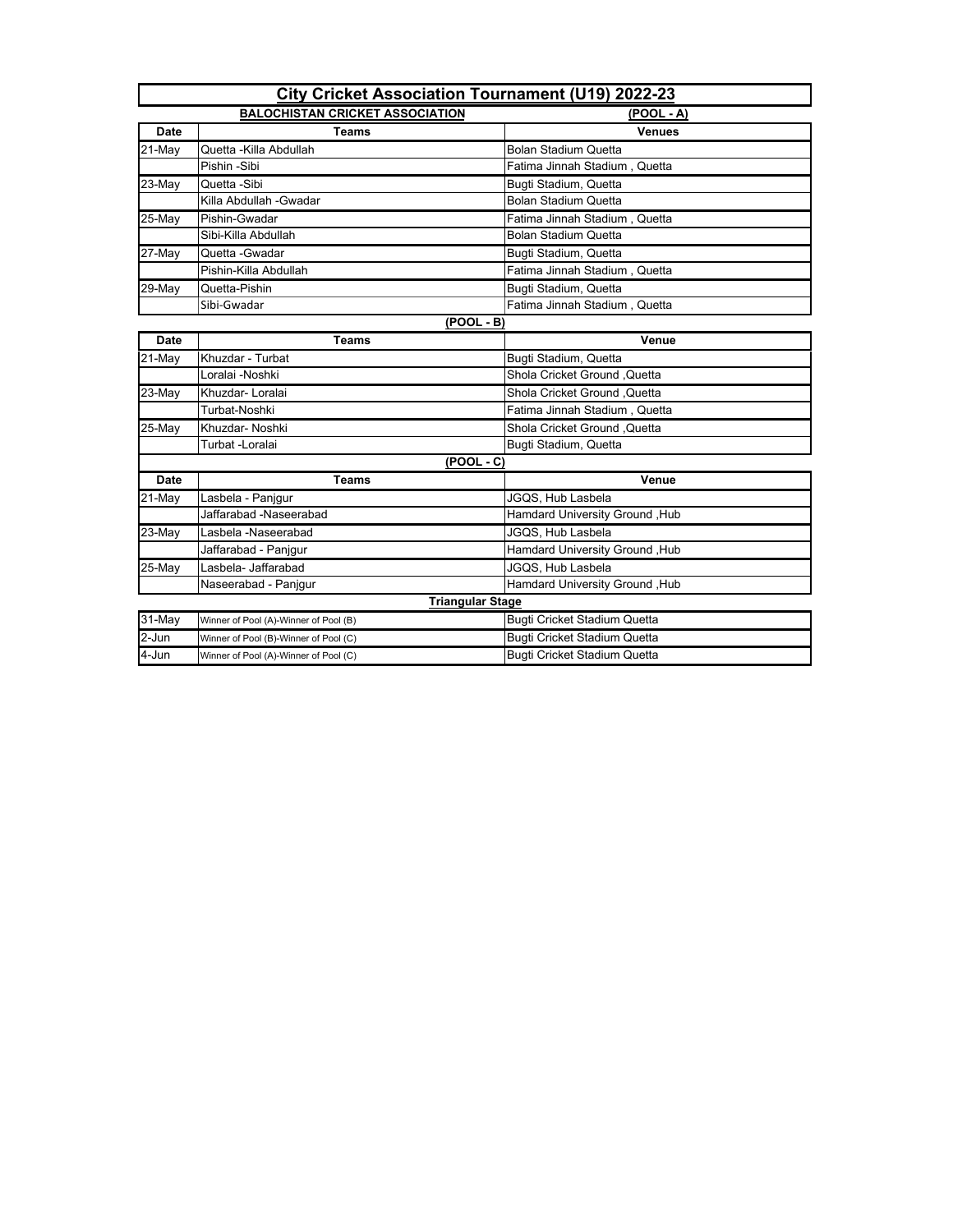# City Cricket Association Tournament (U19) 2022-23

**BALOCHISTAN CRICKET ASSOCIATION** **(POOL - A)**

| Date | Teams | Venues |
|---|---|---|
| 21-May | Quetta -Killa Abdullah | Bolan Stadium Quetta |
| | Pishin -Sibi | Fatima Jinnah Stadium , Quetta |
| 23-May | Quetta -Sibi | Bugti Stadium, Quetta |
| | Killa Abdullah -Gwadar | Bolan Stadium Quetta |
| 25-May | Pishin-Gwadar | Fatima Jinnah Stadium , Quetta |
| | Sibi-Killa Abdullah | Bolan Stadium Quetta |
| 27-May | Quetta -Gwadar | Bugti Stadium, Quetta |
| | Pishin-Killa Abdullah | Fatima Jinnah Stadium , Quetta |
| 29-May | Quetta-Pishin | Bugti Stadium, Quetta |
| | Sibi-Gwadar | Fatima Jinnah Stadium , Quetta |

**(POOL - B)**

| Date | Teams | Venue |
|---|---|---|
| 21-May | Khuzdar - Turbat | Bugti Stadium, Quetta |
| | Loralai -Noshki | Shola Cricket Ground ,Quetta |
| 23-May | Khuzdar- Loralai | Shola Cricket Ground ,Quetta |
| | Turbat-Noshki | Fatima Jinnah Stadium , Quetta |
| 25-May | Khuzdar- Noshki | Shola Cricket Ground ,Quetta |
| | Turbat -Loralai | Bugti Stadium, Quetta |

**(POOL - C)**

| Date | Teams | Venue |
|---|---|---|
| 21-May | Lasbela - Panjgur | JGQS, Hub Lasbela |
| | Jaffarabad -Naseerabad | Hamdard University Ground ,Hub |
| 23-May | Lasbela -Naseerabad | JGQS, Hub Lasbela |
| | Jaffarabad - Panjgur | Hamdard University Ground ,Hub |
| 25-May | Lasbela- Jaffarabad | JGQS, Hub Lasbela |
| | Naseerabad - Panjgur | Hamdard University Ground ,Hub |

**Triangular Stage**

| Date | Teams | Venue |
|---|---|---|
| 31-May | Winner of Pool (A)-Winner of Pool (B) | Bugti Cricket Stadium Quetta |
| 2-Jun | Winner of Pool (B)-Winner of Pool (C) | Bugti Cricket Stadium Quetta |
| 4-Jun | Winner of Pool (A)-Winner of Pool (C) | Bugti Cricket Stadium Quetta |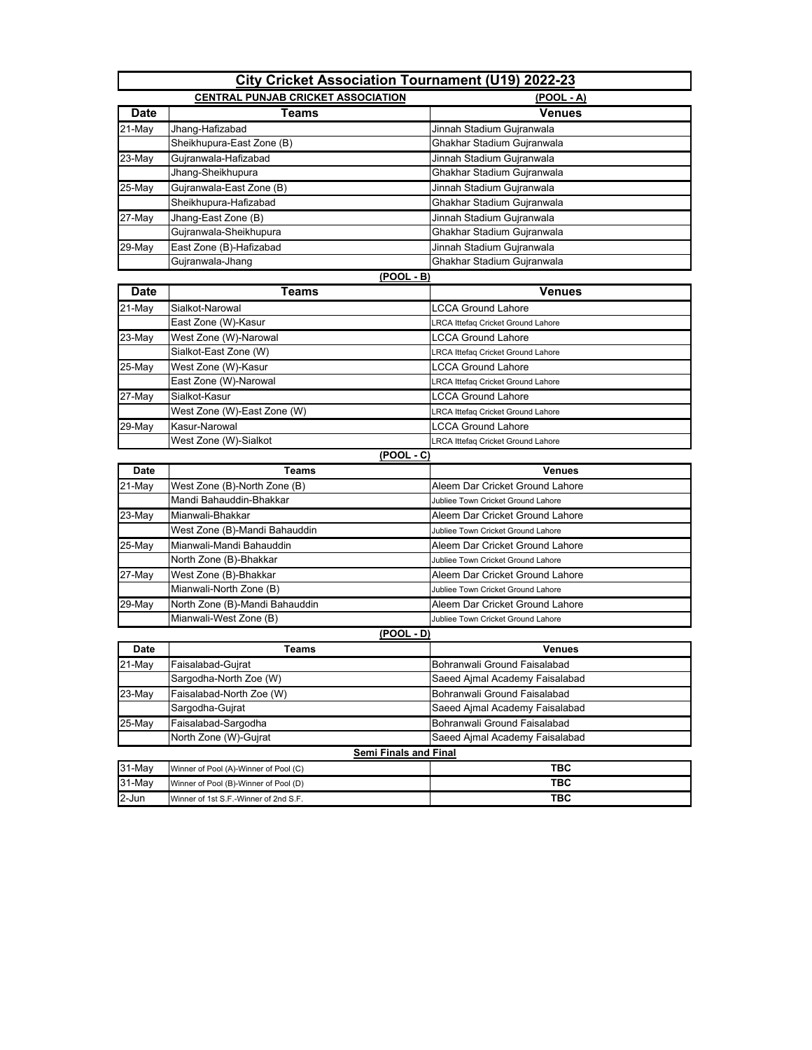# City Cricket Association Tournament (U19) 2022-23

**CENTRAL PUNJAB CRICKET ASSOCIATION** **(POOL - A)**

| Date | Teams | Venues |
|---|---|---|
| 21-May | Jhang-Hafizabad | Jinnah Stadium Gujranwala |
| | Sheikhupura-East Zone (B) | Ghakhar Stadium Gujranwala |
| 23-May | Gujranwala-Hafizabad | Jinnah Stadium Gujranwala |
| | Jhang-Sheikhupura | Ghakhar Stadium Gujranwala |
| 25-May | Gujranwala-East Zone (B) | Jinnah Stadium Gujranwala |
| | Sheikhupura-Hafizabad | Ghakhar Stadium Gujranwala |
| 27-May | Jhang-East Zone (B) | Jinnah Stadium Gujranwala |
| | Gujranwala-Sheikhupura | Ghakhar Stadium Gujranwala |
| 29-May | East Zone (B)-Hafizabad | Jinnah Stadium Gujranwala |
| | Gujranwala-Jhang | Ghakhar Stadium Gujranwala |

**(POOL - B)**

| Date | Teams | Venues |
|---|---|---|
| 21-May | Sialkot-Narowal | LCCA Ground Lahore |
| | East Zone (W)-Kasur | LRCA Ittefaq Cricket Ground Lahore |
| 23-May | West Zone (W)-Narowal | LCCA Ground Lahore |
| | Sialkot-East Zone (W) | LRCA Ittefaq Cricket Ground Lahore |
| 25-May | West Zone (W)-Kasur | LCCA Ground Lahore |
| | East Zone (W)-Narowal | LRCA Ittefaq Cricket Ground Lahore |
| 27-May | Sialkot-Kasur | LCCA Ground Lahore |
| | West Zone (W)-East Zone (W) | LRCA Ittefaq Cricket Ground Lahore |
| 29-May | Kasur-Narowal | LCCA Ground Lahore |
| | West Zone (W)-Sialkot | LRCA Ittefaq Cricket Ground Lahore |

**(POOL - C)**

| Date | Teams | Venues |
|---|---|---|
| 21-May | West Zone (B)-North Zone (B) | Aleem Dar Cricket Ground Lahore |
| | Mandi Bahauddin-Bhakkar | Jubliee Town Cricket Ground Lahore |
| 23-May | Mianwali-Bhakkar | Aleem Dar Cricket Ground Lahore |
| | West Zone (B)-Mandi Bahauddin | Jubliee Town Cricket Ground Lahore |
| 25-May | Mianwali-Mandi Bahauddin | Aleem Dar Cricket Ground Lahore |
| | North Zone (B)-Bhakkar | Jubliee Town Cricket Ground Lahore |
| 27-May | West Zone (B)-Bhakkar | Aleem Dar Cricket Ground Lahore |
| | Mianwali-North Zone (B) | Jubliee Town Cricket Ground Lahore |
| 29-May | North Zone (B)-Mandi Bahauddin | Aleem Dar Cricket Ground Lahore |
| | Mianwali-West Zone (B) | Jubliee Town Cricket Ground Lahore |

**(POOL - D)**

| Date | Teams | Venues |
|---|---|---|
| 21-May | Faisalabad-Gujrat | Bohranwali Ground Faisalabad |
| | Sargodha-North Zoe (W) | Saeed Ajmal Academy Faisalabad |
| 23-May | Faisalabad-North Zoe (W) | Bohranwali Ground Faisalabad |
| | Sargodha-Gujrat | Saeed Ajmal Academy Faisalabad |
| 25-May | Faisalabad-Sargodha | Bohranwali Ground Faisalabad |
| | North Zone (W)-Gujrat | Saeed Ajmal Academy Faisalabad |

**Semi Finals and Final**

| Date | Teams | Venues |
|---|---|---|
| 31-May | Winner of Pool (A)-Winner of Pool (C) | TBC |
| 31-May | Winner of Pool (B)-Winner of Pool (D) | TBC |
| 2-Jun | Winner of 1st S.F.-Winner of 2nd S.F. | TBC |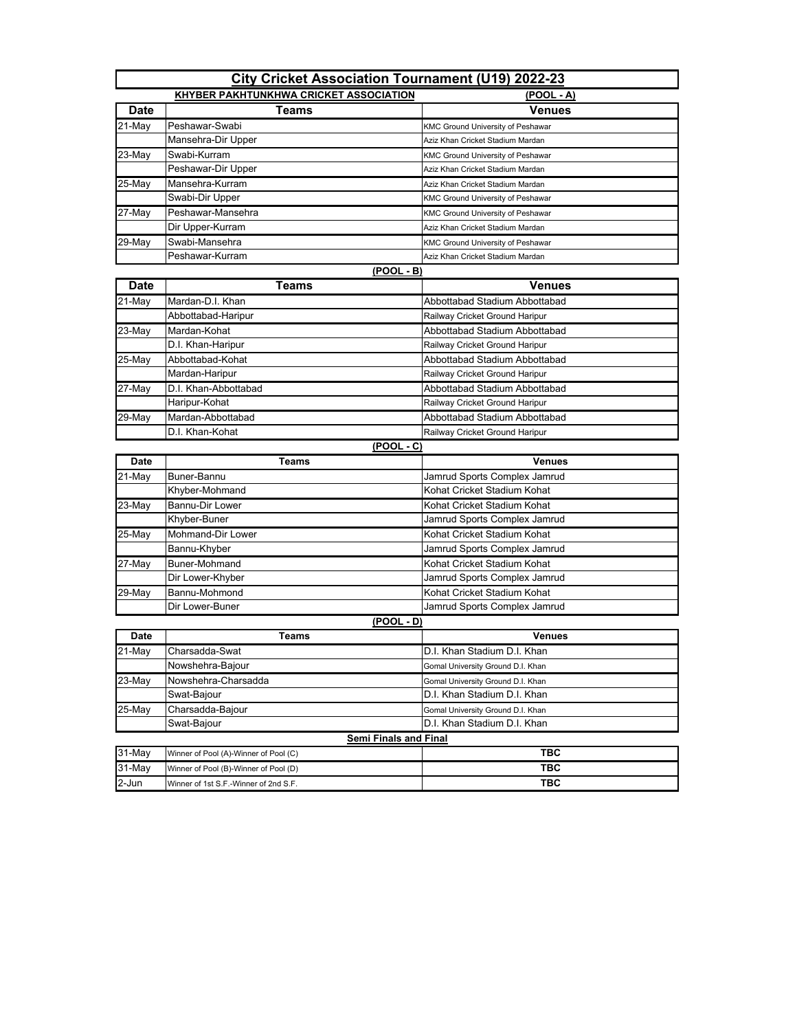# City Cricket Association Tournament (U19) 2022-23

## KHYBER PAKHTUNKHWA CRICKET ASSOCIATION

### (POOL - A)

| Date | Teams | Venues |
|---|---|---|
| 21-May | Peshawar-Swabi | KMC Ground University of Peshawar |
| | Mansehra-Dir Upper | Aziz Khan Cricket Stadium Mardan |
| 23-May | Swabi-Kurram | KMC Ground University of Peshawar |
| | Peshawar-Dir Upper | Aziz Khan Cricket Stadium Mardan |
| 25-May | Mansehra-Kurram | Aziz Khan Cricket Stadium Mardan |
| | Swabi-Dir Upper | KMC Ground University of Peshawar |
| 27-May | Peshawar-Mansehra | KMC Ground University of Peshawar |
| | Dir Upper-Kurram | Aziz Khan Cricket Stadium Mardan |
| 29-May | Swabi-Mansehra | KMC Ground University of Peshawar |
| | Peshawar-Kurram | Aziz Khan Cricket Stadium Mardan |

### (POOL - B)

| Date | Teams | Venues |
|---|---|---|
| 21-May | Mardan-D.I. Khan | Abbottabad Stadium Abbottabad |
| | Abbottabad-Haripur | Railway Cricket Ground Haripur |
| 23-May | Mardan-Kohat | Abbottabad Stadium Abbottabad |
| | D.I. Khan-Haripur | Railway Cricket Ground Haripur |
| 25-May | Abbottabad-Kohat | Abbottabad Stadium Abbottabad |
| | Mardan-Haripur | Railway Cricket Ground Haripur |
| 27-May | D.I. Khan-Abbottabad | Abbottabad Stadium Abbottabad |
| | Haripur-Kohat | Railway Cricket Ground Haripur |
| 29-May | Mardan-Abbottabad | Abbottabad Stadium Abbottabad |
| | D.I. Khan-Kohat | Railway Cricket Ground Haripur |

### (POOL - C)

| Date | Teams | Venues |
|---|---|---|
| 21-May | Buner-Bannu | Jamrud Sports Complex Jamrud |
| | Khyber-Mohmand | Kohat Cricket Stadium Kohat |
| 23-May | Bannu-Dir Lower | Kohat Cricket Stadium Kohat |
| | Khyber-Buner | Jamrud Sports Complex Jamrud |
| 25-May | Mohmand-Dir Lower | Kohat Cricket Stadium Kohat |
| | Bannu-Khyber | Jamrud Sports Complex Jamrud |
| 27-May | Buner-Mohmand | Kohat Cricket Stadium Kohat |
| | Dir Lower-Khyber | Jamrud Sports Complex Jamrud |
| 29-May | Bannu-Mohmond | Kohat Cricket Stadium Kohat |
| | Dir Lower-Buner | Jamrud Sports Complex Jamrud |

### (POOL - D)

| Date | Teams | Venues |
|---|---|---|
| 21-May | Charsadda-Swat | D.I. Khan Stadium D.I. Khan |
| | Nowshehra-Bajour | Gomal University Ground D.I. Khan |
| 23-May | Nowshehra-Charsadda | Gomal University Ground D.I. Khan |
| | Swat-Bajour | D.I. Khan Stadium D.I. Khan |
| 25-May | Charsadda-Bajour | Gomal University Ground D.I. Khan |
| | Swat-Bajour | D.I. Khan Stadium D.I. Khan |

### Semi Finals and Final

| Date | Teams | Venues |
|---|---|---|
| 31-May | Winner of Pool (A)-Winner of Pool (C) | TBC |
| 31-May | Winner of Pool (B)-Winner of Pool (D) | TBC |
| 2-Jun | Winner of 1st S.F.-Winner of 2nd S.F. | TBC |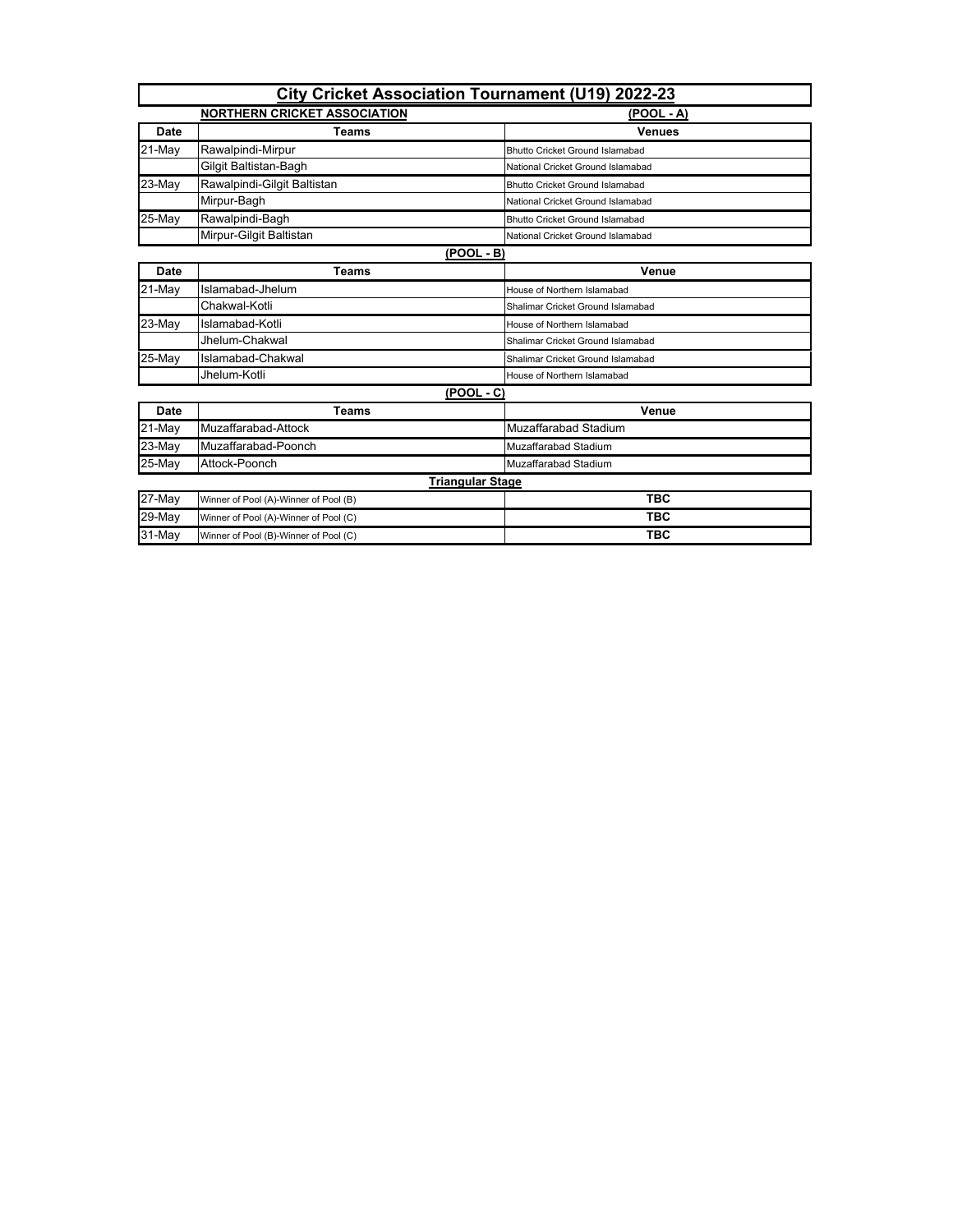# City Cricket Association Tournament (U19) 2022-23

**NORTHERN CRICKET ASSOCIATION** — **(POOL - A)**

| Date | Teams | Venues |
|---|---|---|
| 21-May | Rawalpindi-Mirpur | Bhutto Cricket Ground Islamabad |
| | Gilgit Baltistan-Bagh | National Cricket Ground Islamabad |
| 23-May | Rawalpindi-Gilgit Baltistan | Bhutto Cricket Ground Islamabad |
| | Mirpur-Bagh | National Cricket Ground Islamabad |
| 25-May | Rawalpindi-Bagh | Bhutto Cricket Ground Islamabad |
| | Mirpur-Gilgit Baltistan | National Cricket Ground Islamabad |

**(POOL - B)**

| Date | Teams | Venue |
|---|---|---|
| 21-May | Islamabad-Jhelum | House of Northern Islamabad |
| | Chakwal-Kotli | Shalimar Cricket Ground Islamabad |
| 23-May | Islamabad-Kotli | House of Northern Islamabad |
| | Jhelum-Chakwal | Shalimar Cricket Ground Islamabad |
| 25-May | Islamabad-Chakwal | Shalimar Cricket Ground Islamabad |
| | Jhelum-Kotli | House of Northern Islamabad |

**(POOL - C)**

| Date | Teams | Venue |
|---|---|---|
| 21-May | Muzaffarabad-Attock | Muzaffarabad Stadium |
| 23-May | Muzaffarabad-Poonch | Muzaffarabad Stadium |
| 25-May | Attock-Poonch | Muzaffarabad Stadium |

**Triangular Stage**

| Date | Teams | Venue |
|---|---|---|
| 27-May | Winner of Pool (A)-Winner of Pool (B) | TBC |
| 29-May | Winner of Pool (A)-Winner of Pool (C) | TBC |
| 31-May | Winner of Pool (B)-Winner of Pool (C) | TBC |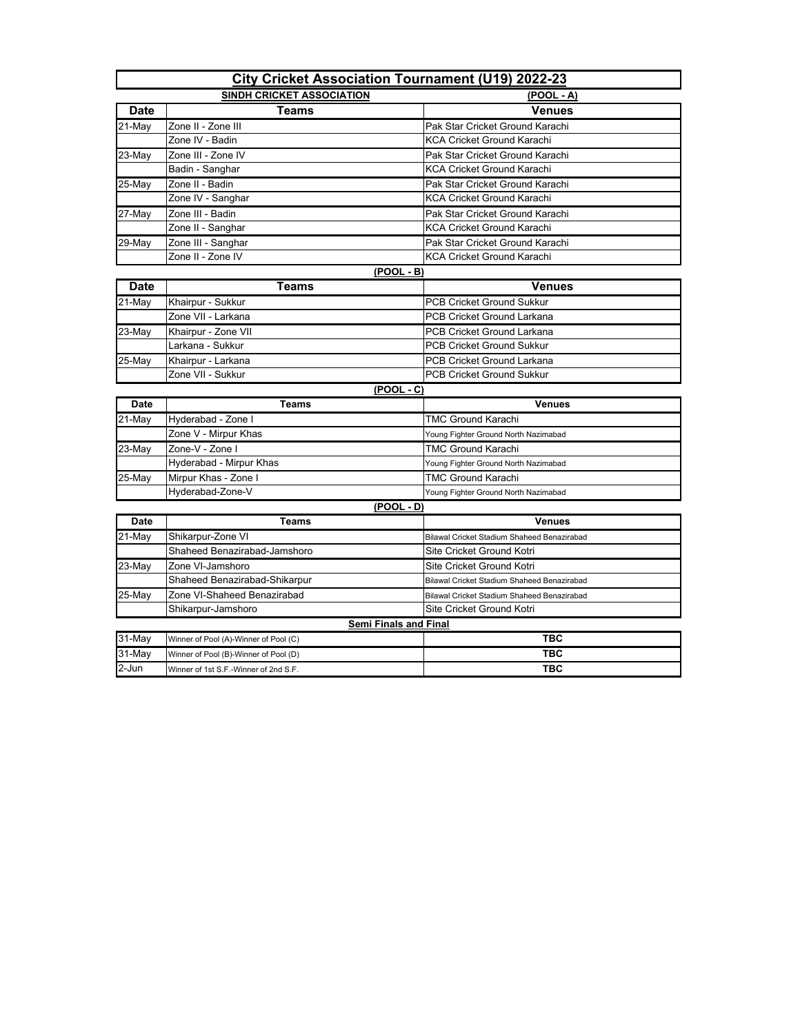# City Cricket Association Tournament (U19) 2022-23

**SINDH CRICKET ASSOCIATION**

**(POOL - A)**

| Date | Teams | Venues |
|---|---|---|
| 21-May | Zone II - Zone III | Pak Star Cricket Ground Karachi |
| | Zone IV - Badin | KCA Cricket Ground Karachi |
| 23-May | Zone III - Zone IV | Pak Star Cricket Ground Karachi |
| | Badin - Sanghar | KCA Cricket Ground Karachi |
| 25-May | Zone II - Badin | Pak Star Cricket Ground Karachi |
| | Zone IV - Sanghar | KCA Cricket Ground Karachi |
| 27-May | Zone III - Badin | Pak Star Cricket Ground Karachi |
| | Zone II - Sanghar | KCA Cricket Ground Karachi |
| 29-May | Zone III - Sanghar | Pak Star Cricket Ground Karachi |
| | Zone II - Zone IV | KCA Cricket Ground Karachi |

**(POOL - B)**

| Date | Teams | Venues |
|---|---|---|
| 21-May | Khairpur - Sukkur | PCB Cricket Ground Sukkur |
| | Zone VII - Larkana | PCB Cricket Ground Larkana |
| 23-May | Khairpur - Zone VII | PCB Cricket Ground Larkana |
| | Larkana - Sukkur | PCB Cricket Ground Sukkur |
| 25-May | Khairpur - Larkana | PCB Cricket Ground Larkana |
| | Zone VII - Sukkur | PCB Cricket Ground Sukkur |

**(POOL - C)**

| Date | Teams | Venues |
|---|---|---|
| 21-May | Hyderabad - Zone I | TMC Ground Karachi |
| | Zone V - Mirpur Khas | Young Fighter Ground North Nazimabad |
| 23-May | Zone-V - Zone I | TMC Ground Karachi |
| | Hyderabad - Mirpur Khas | Young Fighter Ground North Nazimabad |
| 25-May | Mirpur Khas - Zone I | TMC Ground Karachi |
| | Hyderabad-Zone-V | Young Fighter Ground North Nazimabad |

**(POOL - D)**

| Date | Teams | Venues |
|---|---|---|
| 21-May | Shikarpur-Zone VI | Bilawal Cricket Stadium Shaheed Benazirabad |
| | Shaheed Benazirabad-Jamshoro | Site Cricket Ground Kotri |
| 23-May | Zone VI-Jamshoro | Site Cricket Ground Kotri |
| | Shaheed Benazirabad-Shikarpur | Bilawal Cricket Stadium Shaheed Benazirabad |
| 25-May | Zone VI-Shaheed Benazirabad | Bilawal Cricket Stadium Shaheed Benazirabad |
| | Shikarpur-Jamshoro | Site Cricket Ground Kotri |

**Semi Finals and Final**

| Date | Teams | Venues |
|---|---|---|
| 31-May | Winner of Pool (A)-Winner of Pool (C) | TBC |
| 31-May | Winner of Pool (B)-Winner of Pool (D) | TBC |
| 2-Jun | Winner of 1st S.F.-Winner of 2nd S.F. | TBC |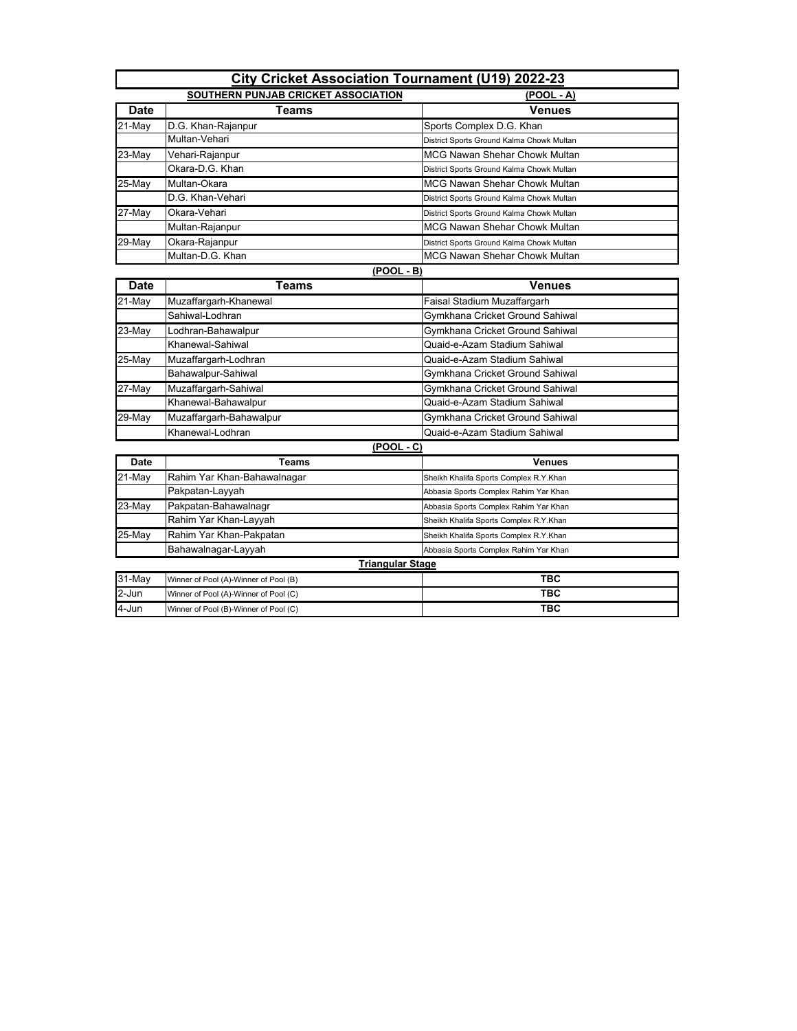# City Cricket Association Tournament (U19) 2022-23

**SOUTHERN PUNJAB CRICKET ASSOCIATION** **(POOL - A)**

| Date | Teams | Venues |
|---|---|---|
| 21-May | D.G. Khan-Rajanpur | Sports Complex D.G. Khan |
| | Multan-Vehari | District Sports Ground Kalma Chowk Multan |
| 23-May | Vehari-Rajanpur | MCG Nawan Shehar Chowk Multan |
| | Okara-D.G. Khan | District Sports Ground Kalma Chowk Multan |
| 25-May | Multan-Okara | MCG Nawan Shehar Chowk Multan |
| | D.G. Khan-Vehari | District Sports Ground Kalma Chowk Multan |
| 27-May | Okara-Vehari | District Sports Ground Kalma Chowk Multan |
| | Multan-Rajanpur | MCG Nawan Shehar Chowk Multan |
| 29-May | Okara-Rajanpur | District Sports Ground Kalma Chowk Multan |
| | Multan-D.G. Khan | MCG Nawan Shehar Chowk Multan |

**(POOL - B)**

| Date | Teams | Venues |
|---|---|---|
| 21-May | Muzaffargarh-Khanewal | Faisal Stadium Muzaffargarh |
| | Sahiwal-Lodhran | Gymkhana Cricket Ground Sahiwal |
| 23-May | Lodhran-Bahawalpur | Gymkhana Cricket Ground Sahiwal |
| | Khanewal-Sahiwal | Quaid-e-Azam Stadium Sahiwal |
| 25-May | Muzaffargarh-Lodhran | Quaid-e-Azam Stadium Sahiwal |
| | Bahawalpur-Sahiwal | Gymkhana Cricket Ground Sahiwal |
| 27-May | Muzaffargarh-Sahiwal | Gymkhana Cricket Ground Sahiwal |
| | Khanewal-Bahawalpur | Quaid-e-Azam Stadium Sahiwal |
| 29-May | Muzaffargarh-Bahawalpur | Gymkhana Cricket Ground Sahiwal |
| | Khanewal-Lodhran | Quaid-e-Azam Stadium Sahiwal |

**(POOL - C)**

| Date | Teams | Venues |
|---|---|---|
| 21-May | Rahim Yar Khan-Bahawalnagar | Sheikh Khalifa Sports Complex R.Y.Khan |
| | Pakpatan-Layyah | Abbasia Sports Complex Rahim Yar Khan |
| 23-May | Pakpatan-Bahawalnagr | Abbasia Sports Complex Rahim Yar Khan |
| | Rahim Yar Khan-Layyah | Sheikh Khalifa Sports Complex R.Y.Khan |
| 25-May | Rahim Yar Khan-Pakpatan | Sheikh Khalifa Sports Complex R.Y.Khan |
| | Bahawalnagar-Layyah | Abbasia Sports Complex Rahim Yar Khan |

**Triangular Stage**

| | | |
|---|---|---|
| 31-May | Winner of Pool (A)-Winner of Pool (B) | TBC |
| 2-Jun | Winner of Pool (A)-Winner of Pool (C) | TBC |
| 4-Jun | Winner of Pool (B)-Winner of Pool (C) | TBC |